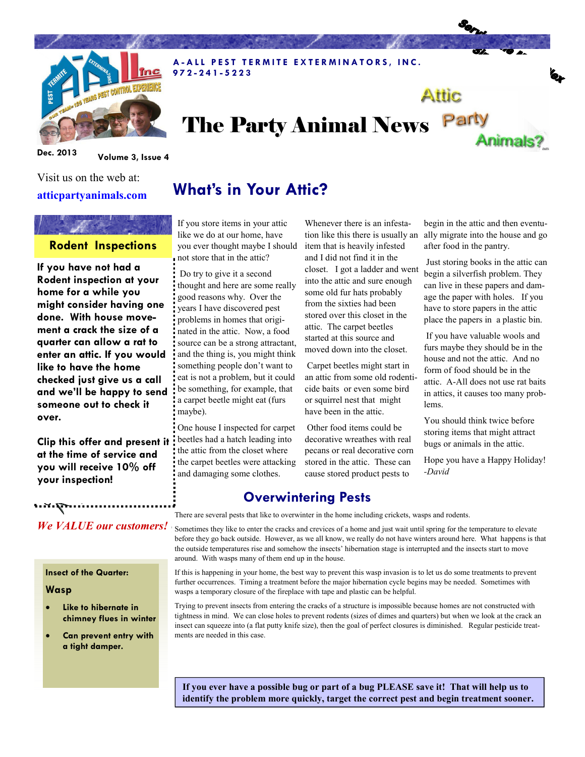A-ALL PEST TERMITE EXTERMINATORS, INC.
972-241-5223

# The Party Animal News

Dec. 2013 Volume 3, Issue 4

Visit us on the web at:
**atticpartyanimals.com**

## What's in Your Attic?

If you store items in your attic like we do at our home, have you ever thought maybe I should not store that in the attic?

Do try to give it a second thought and here are some really good reasons why. Over the years I have discovered pest problems in homes that originated in the attic. Now, a food source can be a strong attractant, and the thing is, you might think something people don't want to eat is not a problem, but it could be something, for example, that a carpet beetle might eat (furs maybe).

One house I inspected for carpet beetles had a hatch leading into the attic from the closet where the carpet beetles were attacking and damaging some clothes.

Whenever there is an infestation like this there is usually an item that is heavily infested and I did not find it in the closet. I got a ladder and went into the attic and sure enough some old fur hats probably from the sixties had been stored over this closet in the attic. The carpet beetles started at this source and moved down into the closet.

Carpet beetles might start in an attic from some old rodenticide baits or even some bird or squirrel nest that might have been in the attic.

Other food items could be decorative wreathes with real pecans or real decorative corn stored in the attic. These can cause stored product pests to begin in the attic and then eventually migrate into the house and go after food in the pantry.

Just storing books in the attic can begin a silverfish problem. They can live in these papers and damage the paper with holes. If you have to store papers in the attic place the papers in a plastic bin.

If you have valuable wools and furs maybe they should be in the house and not the attic. And no form of food should be in the attic. A-All does not use rat baits in attics, it causes too many problems.

You should think twice before storing items that might attract bugs or animals in the attic.

Hope you have a Happy Holiday!
*-David*

### Rodent Inspections

**If you have not had a Rodent inspection at your home for a while you might consider having one done. With house movement a crack the size of a quarter can allow a rat to enter an attic. If you would like to have the home checked just give us a call and we'll be happy to send someone out to check it over.**

**Clip this offer and present it at the time of service and you will receive 10% off your inspection!**

*We VALUE our customers!*

## Overwintering Pests

There are several pests that like to overwinter in the home including crickets, wasps and rodents.

Sometimes they like to enter the cracks and crevices of a home and just wait until spring for the temperature to elevate before they go back outside. However, as we all know, we really do not have winters around here. What happens is that the outside temperatures rise and somehow the insects' hibernation stage is interrupted and the insects start to move around. With wasps many of them end up in the house.

If this is happening in your home, the best way to prevent this wasp invasion is to let us do some treatments to prevent further occurrences. Timing a treatment before the major hibernation cycle begins may be needed. Sometimes with wasps a temporary closure of the fireplace with tape and plastic can be helpful.

Trying to prevent insects from entering the cracks of a structure is impossible because homes are not constructed with tightness in mind. We can close holes to prevent rodents (sizes of dimes and quarters) but when we look at the crack an insect can squeeze into (a flat putty knife size), then the goal of perfect closures is diminished. Regular pesticide treatments are needed in this case.

**Insect of the Quarter:**

**Wasp**

- **Like to hibernate in chimney flues in winter**
- **Can prevent entry with a tight damper.**

**If you ever have a possible bug or part of a bug PLEASE save it! That will help us to identify the problem more quickly, target the correct pest and begin treatment sooner.**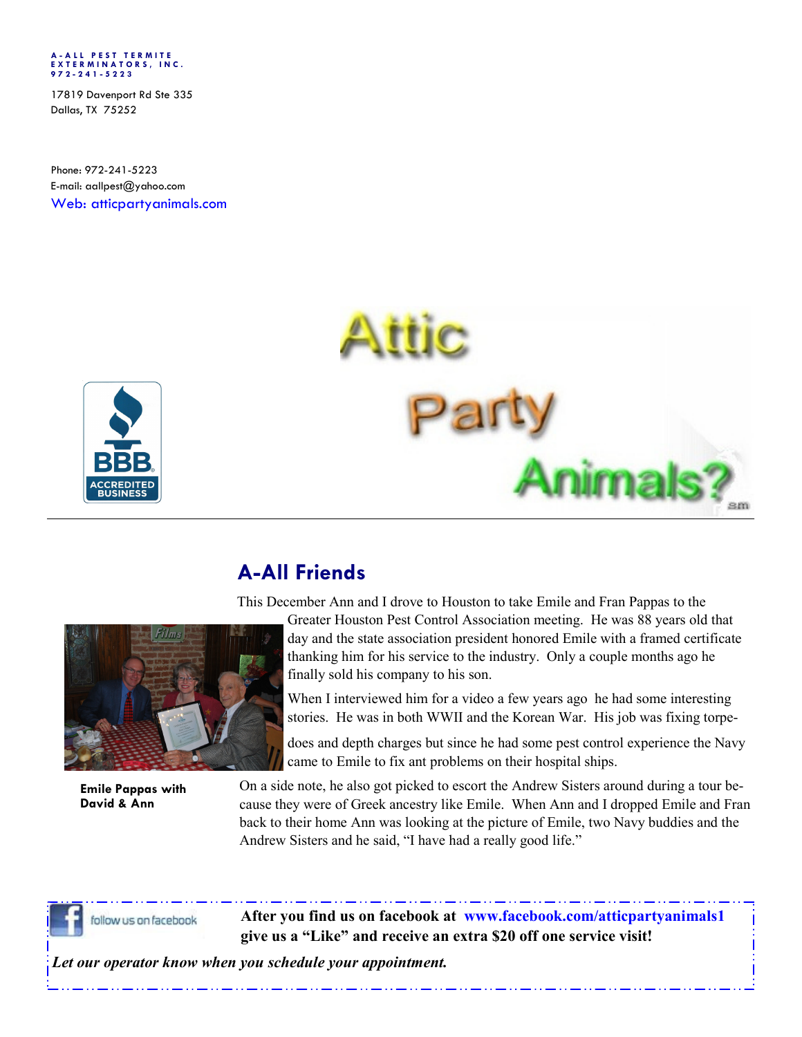A-ALL PEST TERMITE EXTERMINATORS, INC.
972-241-5223

17819 Davenport Rd Ste 335
Dallas, TX 75252

Phone: 972-241-5223
E-mail: aallpest@yahoo.com
Web: atticpartyanimals.com

Attic Party Animals? sm

## A-All Friends

This December Ann and I drove to Houston to take Emile and Fran Pappas to the Greater Houston Pest Control Association meeting. He was 88 years old that day and the state association president honored Emile with a framed certificate thanking him for his service to the industry. Only a couple months ago he finally sold his company to his son.

When I interviewed him for a video a few years ago he had some interesting stories. He was in both WWII and the Korean War. His job was fixing torpedoes and depth charges but since he had some pest control experience the Navy came to Emile to fix ant problems on their hospital ships.

**Emile Pappas with David & Ann**

On a side note, he also got picked to escort the Andrew Sisters around during a tour because they were of Greek ancestry like Emile. When Ann and I dropped Emile and Fran back to their home Ann was looking at the picture of Emile, two Navy buddies and the Andrew Sisters and he said, "I have had a really good life."

follow us on facebook

**After you find us on facebook at www.facebook.com/atticpartyanimals1 give us a "Like" and receive an extra $20 off one service visit!**

***Let our operator know when you schedule your appointment.***